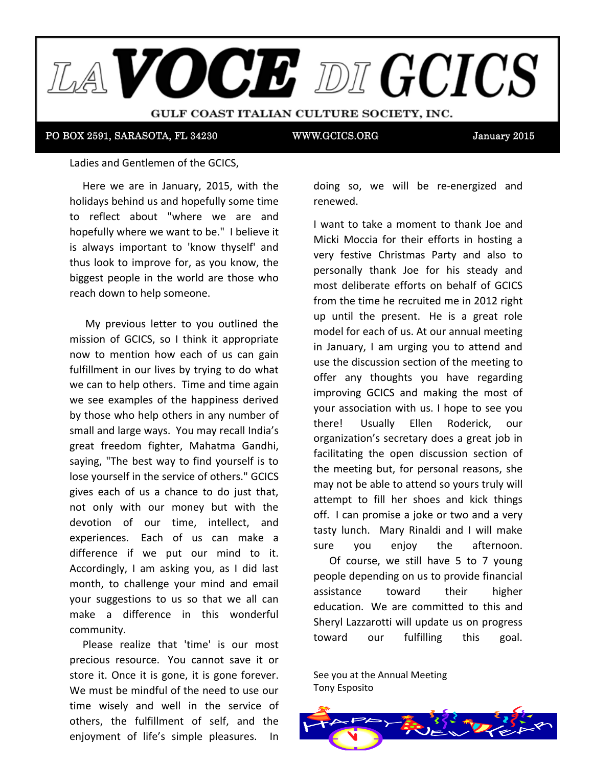# LA VOCE DI GCICS

**GULF COAST ITALIAN CULTURE SOCIETY, INC.**

PO BOX 2591, SARASOTA, FL 34230 | WWW.GCICS.ORG | January 2015

Ladies and Gentlemen of the GCICS,

Here we are in January, 2015, with the holidays behind us and hopefully some time to reflect about "where we are and hopefully where we want to be." I believe it is always important to 'know thyself' and thus look to improve for, as you know, the biggest people in the world are those who reach down to help someone.

My previous letter to you outlined the mission of GCICS, so I think it appropriate now to mention how each of us can gain fulfillment in our lives by trying to do what we can to help others. Time and time again we see examples of the happiness derived by those who help others in any number of small and large ways. You may recall India's great freedom fighter, Mahatma Gandhi, saying, "The best way to find yourself is to lose yourself in the service of others." GCICS gives each of us a chance to do just that, not only with our money but with the devotion of our time, intellect, and experiences. Each of us can make a difference if we put our mind to it. Accordingly, I am asking you, as I did last month, to challenge your mind and email your suggestions to us so that we all can make a difference in this wonderful community.

Please realize that 'time' is our most precious resource. You cannot save it or store it. Once it is gone, it is gone forever. We must be mindful of the need to use our time wisely and well in the service of others, the fulfillment of self, and the enjoyment of life's simple pleasures. In doing so, we will be re-energized and renewed.

I want to take a moment to thank Joe and Micki Moccia for their efforts in hosting a very festive Christmas Party and also to personally thank Joe for his steady and most deliberate efforts on behalf of GCICS from the time he recruited me in 2012 right up until the present. He is a great role model for each of us. At our annual meeting in January, I am urging you to attend and use the discussion section of the meeting to offer any thoughts you have regarding improving GCICS and making the most of your association with us. I hope to see you there! Usually Ellen Roderick, our organization's secretary does a great job in facilitating the open discussion section of the meeting but, for personal reasons, she may not be able to attend so yours truly will attempt to fill her shoes and kick things off. I can promise a joke or two and a very tasty lunch. Mary Rinaldi and I will make sure you enjoy the afternoon.

Of course, we still have 5 to 7 young people depending on us to provide financial assistance toward their higher education. We are committed to this and Sheryl Lazzarotti will update us on progress toward our fulfilling this goal.

See you at the Annual Meeting
Tony Esposito

HAPPY NEW YEAR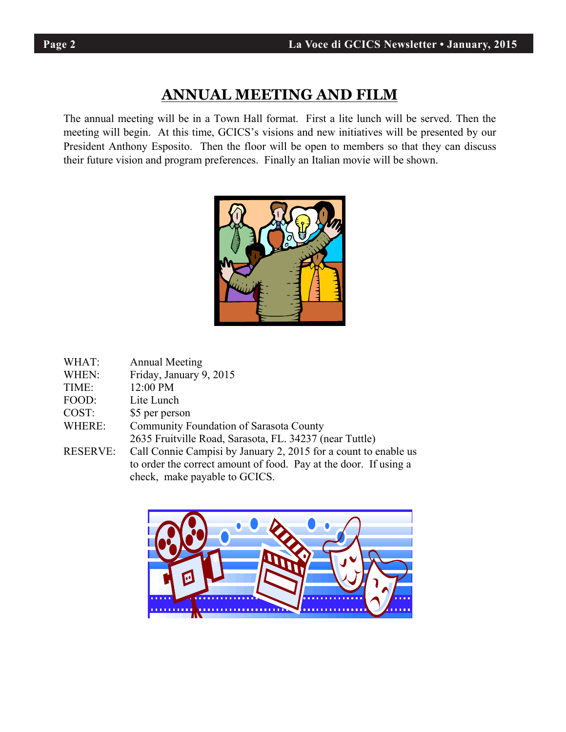## ANNUAL MEETING AND FILM

The annual meeting will be in a Town Hall format. First a lite lunch will be served. Then the meeting will begin. At this time, GCICS's visions and new initiatives will be presented by our President Anthony Esposito. Then the floor will be open to members so that they can discuss their future vision and program preferences. Finally an Italian movie will be shown.

| | |
|---|---|
| WHAT: | Annual Meeting |
| WHEN: | Friday, January 9, 2015 |
| TIME: | 12:00 PM |
| FOOD: | Lite Lunch |
| COST: | $5 per person |
| WHERE: | Community Foundation of Sarasota County<br>2635 Fruitville Road, Sarasota, FL. 34237 (near Tuttle) |
| RESERVE: | Call Connie Campisi by January 2, 2015 for a count to enable us to order the correct amount of food. Pay at the door. If using a check, make payable to GCICS. |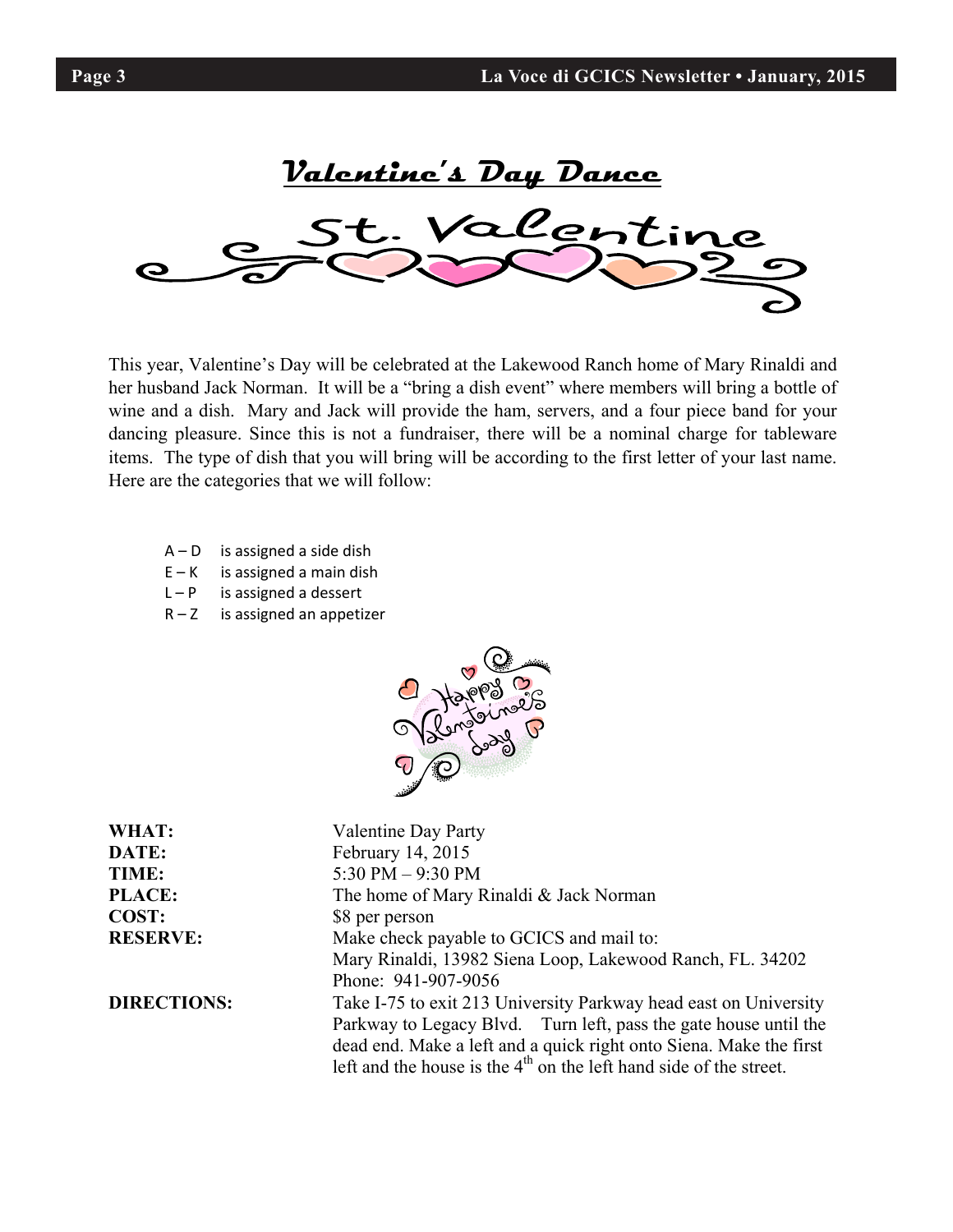# Valentine's Day Dance

St. Valentine

This year, Valentine's Day will be celebrated at the Lakewood Ranch home of Mary Rinaldi and her husband Jack Norman. It will be a "bring a dish event" where members will bring a bottle of wine and a dish. Mary and Jack will provide the ham, servers, and a four piece band for your dancing pleasure. Since this is not a fundraiser, there will be a nominal charge for tableware items. The type of dish that you will bring will be according to the first letter of your last name. Here are the categories that we will follow:

- A – D is assigned a side dish
- E – K is assigned a main dish
- L – P is assigned a dessert
- R – Z is assigned an appetizer

Happy Valentine's day

**WHAT:** Valentine Day Party
**DATE:** February 14, 2015
**TIME:** 5:30 PM – 9:30 PM
**PLACE:** The home of Mary Rinaldi & Jack Norman
**COST:** $8 per person
**RESERVE:** Make check payable to GCICS and mail to:
Mary Rinaldi, 13982 Siena Loop, Lakewood Ranch, FL. 34202
Phone: 941-907-9056
**DIRECTIONS:** Take I-75 to exit 213 University Parkway head east on University Parkway to Legacy Blvd. Turn left, pass the gate house until the dead end. Make a left and a quick right onto Siena. Make the first left and the house is the 4th on the left hand side of the street.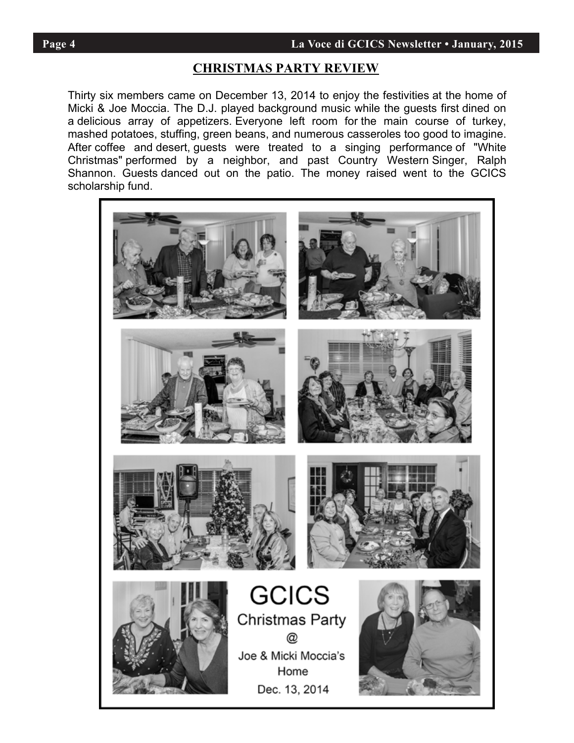## CHRISTMAS PARTY REVIEW

Thirty six members came on December 13, 2014 to enjoy the festivities at the home of Micki & Joe Moccia. The D.J. played background music while the guests first dined on a delicious array of appetizers. Everyone left room for the main course of turkey, mashed potatoes, stuffing, green beans, and numerous casseroles too good to imagine. After coffee and desert, guests were treated to a singing performance of "White Christmas" performed by a neighbor, and past Country Western Singer, Ralph Shannon. Guests danced out on the patio. The money raised went to the GCICS scholarship fund.

GCICS
Christmas Party
@
Joe & Micki Moccia's
Home
Dec. 13, 2014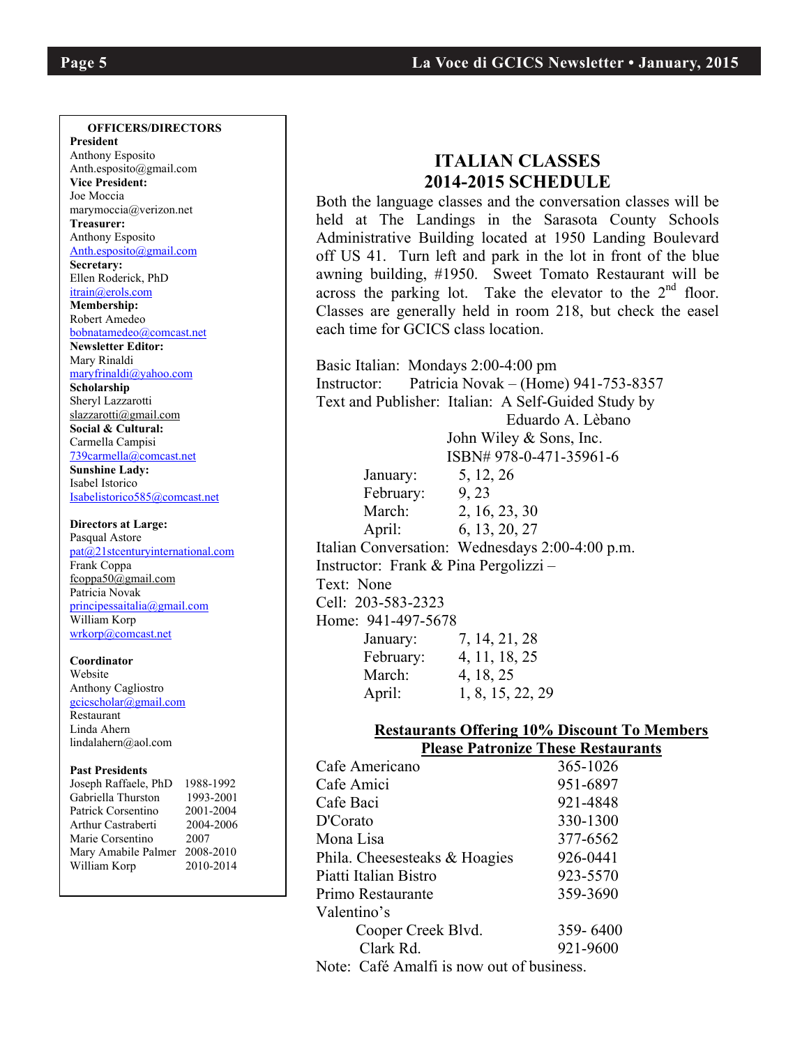**OFFICERS/DIRECTORS**

**President**
Anthony Esposito
Anth.esposito@gmail.com

**Vice President:**
Joe Moccia
marymoccia@verizon.net

**Treasurer:**
Anthony Esposito
Anth.esposito@gmail.com

**Secretary:**
Ellen Roderick, PhD
itrain@erols.com

**Membership:**
Robert Amedeo
bobnatamedeo@comcast.net

**Newsletter Editor:**
Mary Rinaldi
maryfrinaldi@yahoo.com

**Scholarship**
Sheryl Lazzarotti
slazzarotti@gmail.com

**Social & Cultural:**
Carmella Campisi
739carmella@comcast.net

**Sunshine Lady:**
Isabel Istorico
Isabelistorico585@comcast.net

**Directors at Large:**
Pasqual Astore
pat@21stcenturyinternational.com
Frank Coppa
fcoppa50@gmail.com
Patricia Novak
principessaitalia@gmail.com
William Korp
wrkorp@comcast.net

**Coordinator**
Website
Anthony Cagliostro
gcicscholar@gmail.com
Restaurant
Linda Ahern
lindalahern@aol.com

**Past Presidents**

| | |
|---|---|
| Joseph Raffaele, PhD | 1988-1992 |
| Gabriella Thurston | 1993-2001 |
| Patrick Corsentino | 2001-2004 |
| Arthur Castraberti | 2004-2006 |
| Marie Corsentino | 2007 |
| Mary Amabile Palmer | 2008-2010 |
| William Korp | 2010-2014 |

## ITALIAN CLASSES 2014-2015 SCHEDULE

Both the language classes and the conversation classes will be held at The Landings in the Sarasota County Schools Administrative Building located at 1950 Landing Boulevard off US 41. Turn left and park in the lot in front of the blue awning building, #1950. Sweet Tomato Restaurant will be across the parking lot. Take the elevator to the 2nd floor. Classes are generally held in room 218, but check the easel each time for GCICS class location.

Basic Italian: Mondays 2:00-4:00 pm
Instructor: Patricia Novak – (Home) 941-753-8357
Text and Publisher: Italian: A Self-Guided Study by Eduardo A. Lèbano
John Wiley & Sons, Inc.
ISBN# 978-0-471-35961-6

| | |
|---|---|
| January: | 5, 12, 26 |
| February: | 9, 23 |
| March: | 2, 16, 23, 30 |
| April: | 6, 13, 20, 27 |

Italian Conversation: Wednesdays 2:00-4:00 p.m.
Instructor: Frank & Pina Pergolizzi –
Text: None
Cell: 203-583-2323
Home: 941-497-5678

| | |
|---|---|
| January: | 7, 14, 21, 28 |
| February: | 4, 11, 18, 25 |
| March: | 4, 18, 25 |
| April: | 1, 8, 15, 22, 29 |

**Restaurants Offering 10% Discount To Members**
**Please Patronize These Restaurants**

| | |
|---|---|
| Cafe Americano | 365-1026 |
| Cafe Amici | 951-6897 |
| Cafe Baci | 921-4848 |
| D'Corato | 330-1300 |
| Mona Lisa | 377-6562 |
| Phila. Cheesesteaks & Hoagies | 926-0441 |
| Piatti Italian Bistro | 923-5570 |
| Primo Restaurante | 359-3690 |
| Valentino's | |
| Cooper Creek Blvd. | 359- 6400 |
| Clark Rd. | 921-9600 |

Note: Café Amalfi is now out of business.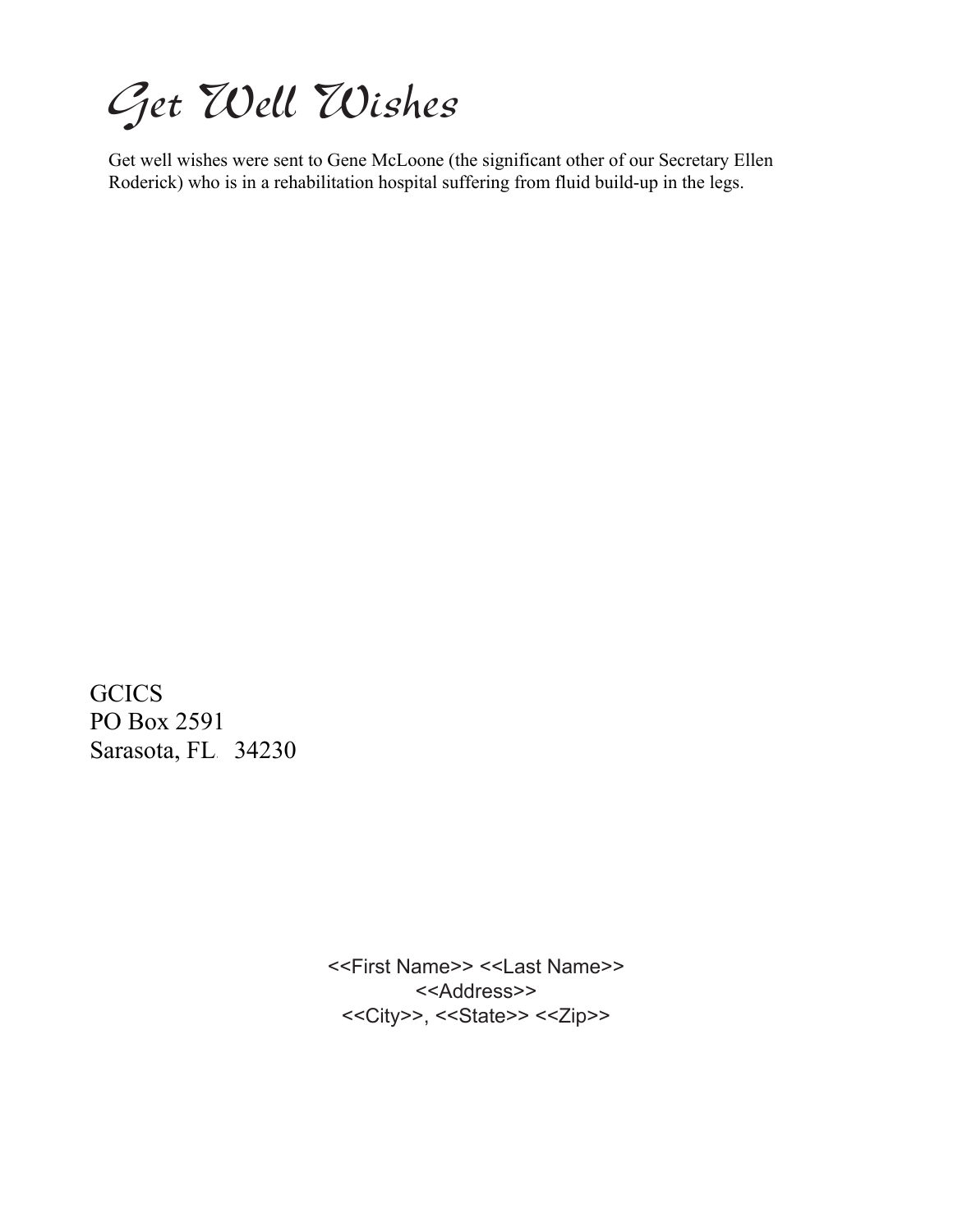# Get Well Wishes

Get well wishes were sent to Gene McLoone (the significant other of our Secretary Ellen Roderick) who is in a rehabilitation hospital suffering from fluid build-up in the legs.

GCICS
PO Box 2591
Sarasota, FL. 34230

<<First Name>> <<Last Name>>
<<Address>>
<<City>>, <<State>> <<Zip>>